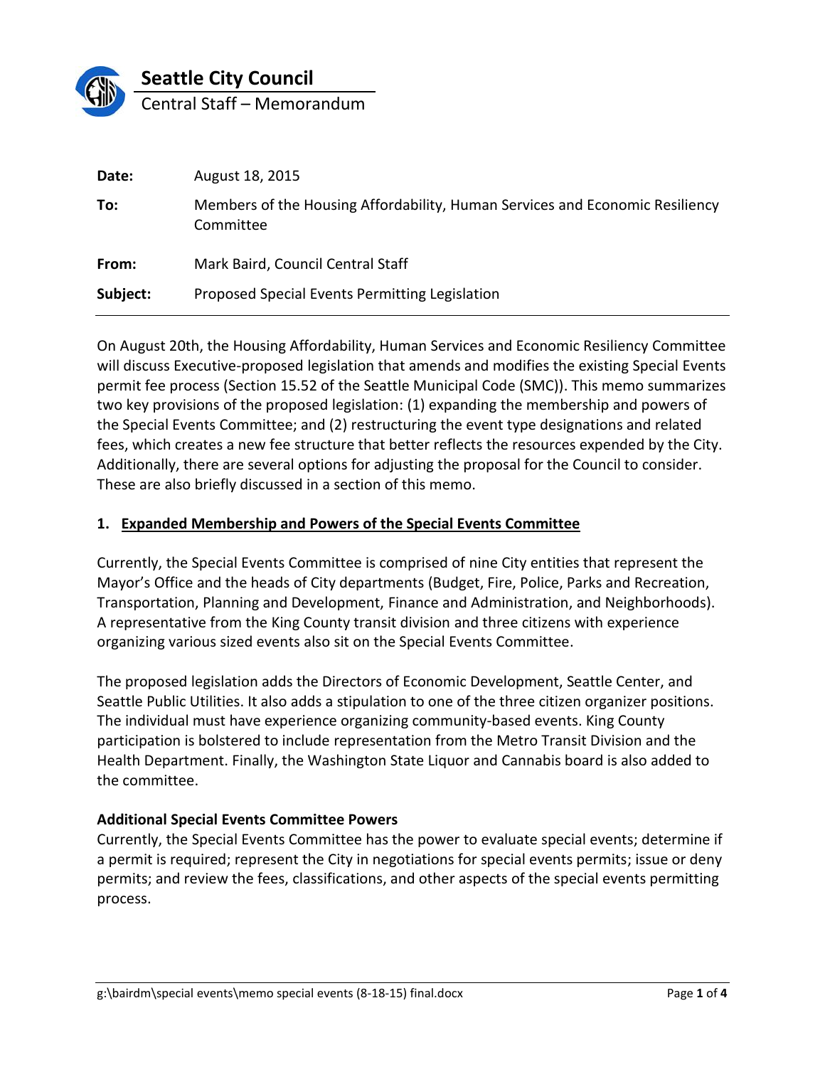**Seattle City Council**
Central Staff – Memorandum

| | |
|---|---|
| **Date:** | August 18, 2015 |
| **To:** | Members of the Housing Affordability, Human Services and Economic Resiliency Committee |
| **From:** | Mark Baird, Council Central Staff |
| **Subject:** | Proposed Special Events Permitting Legislation |

On August 20th, the Housing Affordability, Human Services and Economic Resiliency Committee will discuss Executive-proposed legislation that amends and modifies the existing Special Events permit fee process (Section 15.52 of the Seattle Municipal Code (SMC)). This memo summarizes two key provisions of the proposed legislation: (1) expanding the membership and powers of the Special Events Committee; and (2) restructuring the event type designations and related fees, which creates a new fee structure that better reflects the resources expended by the City. Additionally, there are several options for adjusting the proposal for the Council to consider. These are also briefly discussed in a section of this memo.

## 1. <u>Expanded Membership and Powers of the Special Events Committee</u>

Currently, the Special Events Committee is comprised of nine City entities that represent the Mayor's Office and the heads of City departments (Budget, Fire, Police, Parks and Recreation, Transportation, Planning and Development, Finance and Administration, and Neighborhoods). A representative from the King County transit division and three citizens with experience organizing various sized events also sit on the Special Events Committee.

The proposed legislation adds the Directors of Economic Development, Seattle Center, and Seattle Public Utilities. It also adds a stipulation to one of the three citizen organizer positions. The individual must have experience organizing community-based events. King County participation is bolstered to include representation from the Metro Transit Division and the Health Department. Finally, the Washington State Liquor and Cannabis board is also added to the committee.

### Additional Special Events Committee Powers

Currently, the Special Events Committee has the power to evaluate special events; determine if a permit is required; represent the City in negotiations for special events permits; issue or deny permits; and review the fees, classifications, and other aspects of the special events permitting process.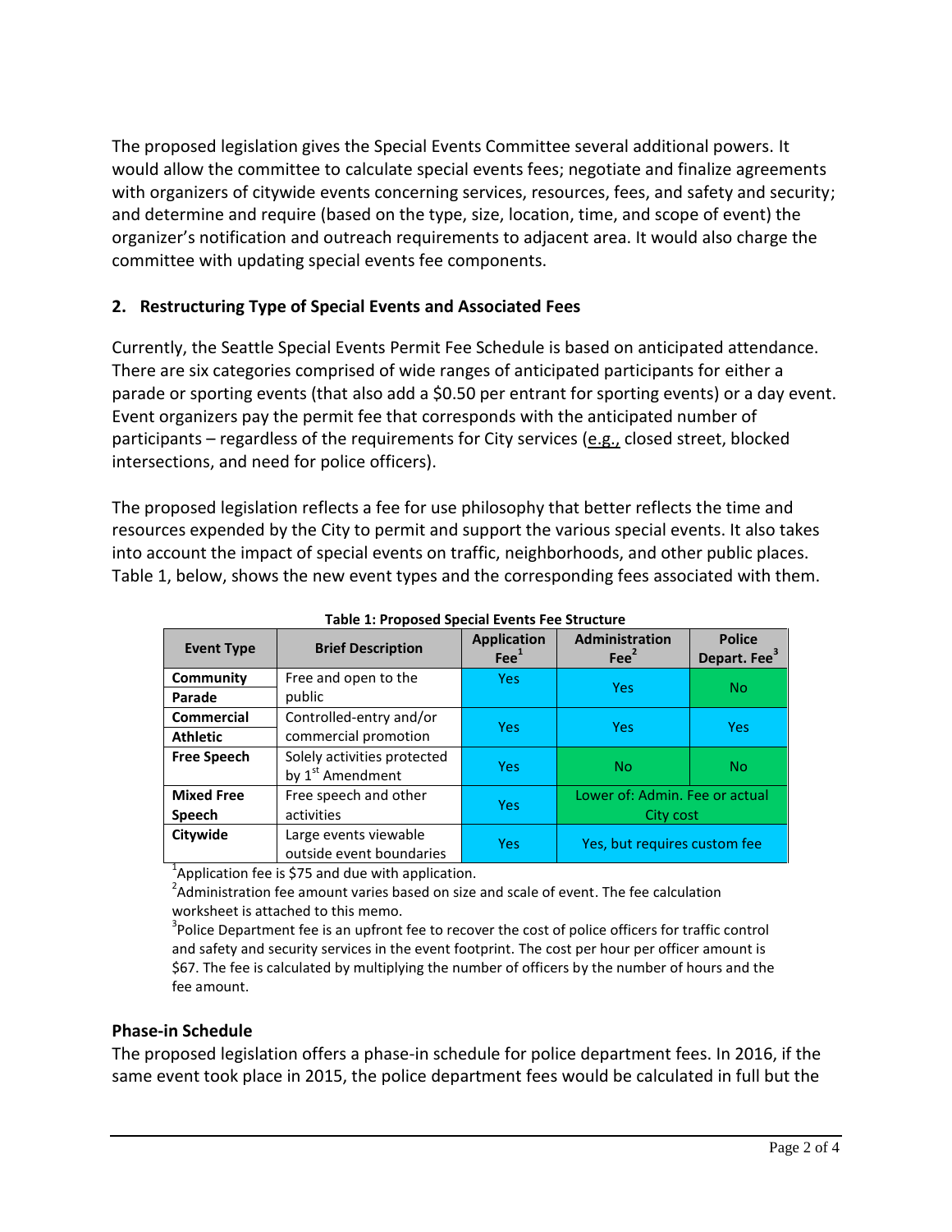The proposed legislation gives the Special Events Committee several additional powers. It would allow the committee to calculate special events fees; negotiate and finalize agreements with organizers of citywide events concerning services, resources, fees, and safety and security; and determine and require (based on the type, size, location, time, and scope of event) the organizer's notification and outreach requirements to adjacent area. It would also charge the committee with updating special events fee components.

## 2. Restructuring Type of Special Events and Associated Fees

Currently, the Seattle Special Events Permit Fee Schedule is based on anticipated attendance. There are six categories comprised of wide ranges of anticipated participants for either a parade or sporting events (that also add a $0.50 per entrant for sporting events) or a day event. Event organizers pay the permit fee that corresponds with the anticipated number of participants – regardless of the requirements for City services (e.g., closed street, blocked intersections, and need for police officers).

The proposed legislation reflects a fee for use philosophy that better reflects the time and resources expended by the City to permit and support the various special events. It also takes into account the impact of special events on traffic, neighborhoods, and other public places. Table 1, below, shows the new event types and the corresponding fees associated with them.

**Table 1: Proposed Special Events Fee Structure**

| Event Type | Brief Description | Application Fee[1] | Administration Fee[2] | Police Depart. Fee[3] |
|---|---|---|---|---|
| **Community Parade** | Free and open to the public | Yes | Yes | No |
| **Commercial Athletic** | Controlled-entry and/or commercial promotion | Yes | Yes | Yes |
| **Free Speech** | Solely activities protected by 1st Amendment | Yes | No | No |
| **Mixed Free Speech** | Free speech and other activities | Yes | Lower of: Admin. Fee or actual City cost | |
| **Citywide** | Large events viewable outside event boundaries | Yes | Yes, but requires custom fee | |

[1]Application fee is $75 and due with application.

[2]Administration fee amount varies based on size and scale of event. The fee calculation worksheet is attached to this memo.

[3]Police Department fee is an upfront fee to recover the cost of police officers for traffic control and safety and security services in the event footprint. The cost per hour per officer amount is $67. The fee is calculated by multiplying the number of officers by the number of hours and the fee amount.

### Phase-in Schedule

The proposed legislation offers a phase-in schedule for police department fees. In 2016, if the same event took place in 2015, the police department fees would be calculated in full but the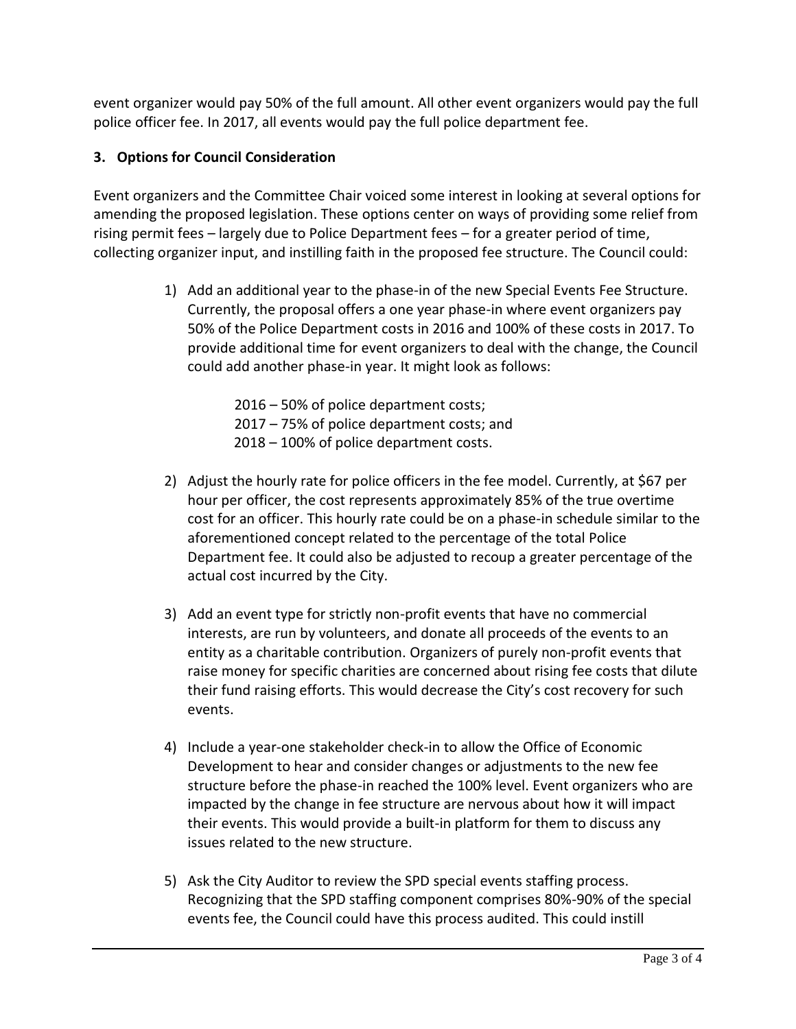event organizer would pay 50% of the full amount. All other event organizers would pay the full police officer fee. In 2017, all events would pay the full police department fee.

## 3. Options for Council Consideration

Event organizers and the Committee Chair voiced some interest in looking at several options for amending the proposed legislation. These options center on ways of providing some relief from rising permit fees – largely due to Police Department fees – for a greater period of time, collecting organizer input, and instilling faith in the proposed fee structure. The Council could:

1) Add an additional year to the phase-in of the new Special Events Fee Structure. Currently, the proposal offers a one year phase-in where event organizers pay 50% of the Police Department costs in 2016 and 100% of these costs in 2017. To provide additional time for event organizers to deal with the change, the Council could add another phase-in year. It might look as follows:

   2016 – 50% of police department costs;
   2017 – 75% of police department costs; and
   2018 – 100% of police department costs.

2) Adjust the hourly rate for police officers in the fee model. Currently, at $67 per hour per officer, the cost represents approximately 85% of the true overtime cost for an officer. This hourly rate could be on a phase-in schedule similar to the aforementioned concept related to the percentage of the total Police Department fee. It could also be adjusted to recoup a greater percentage of the actual cost incurred by the City.

3) Add an event type for strictly non-profit events that have no commercial interests, are run by volunteers, and donate all proceeds of the events to an entity as a charitable contribution. Organizers of purely non-profit events that raise money for specific charities are concerned about rising fee costs that dilute their fund raising efforts. This would decrease the City's cost recovery for such events.

4) Include a year-one stakeholder check-in to allow the Office of Economic Development to hear and consider changes or adjustments to the new fee structure before the phase-in reached the 100% level. Event organizers who are impacted by the change in fee structure are nervous about how it will impact their events. This would provide a built-in platform for them to discuss any issues related to the new structure.

5) Ask the City Auditor to review the SPD special events staffing process. Recognizing that the SPD staffing component comprises 80%-90% of the special events fee, the Council could have this process audited. This could instill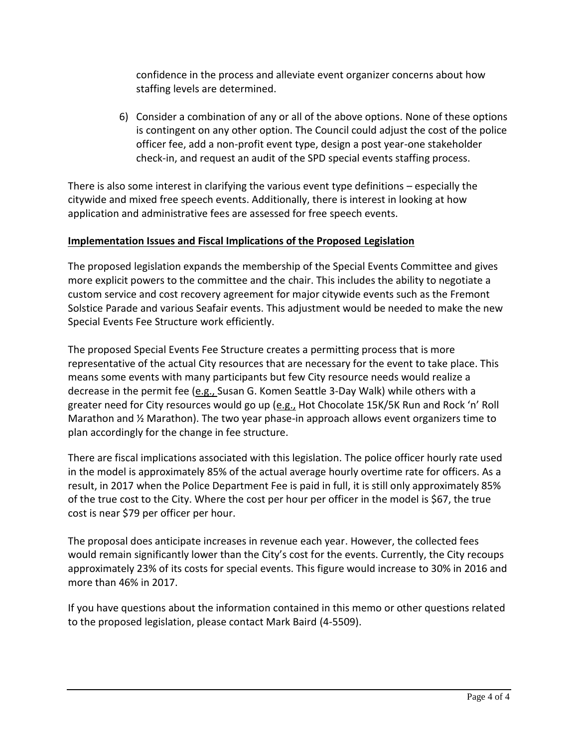confidence in the process and alleviate event organizer concerns about how staffing levels are determined.

6) Consider a combination of any or all of the above options. None of these options is contingent on any other option. The Council could adjust the cost of the police officer fee, add a non-profit event type, design a post year-one stakeholder check-in, and request an audit of the SPD special events staffing process.

There is also some interest in clarifying the various event type definitions – especially the citywide and mixed free speech events. Additionally, there is interest in looking at how application and administrative fees are assessed for free speech events.

**Implementation Issues and Fiscal Implications of the Proposed Legislation**

The proposed legislation expands the membership of the Special Events Committee and gives more explicit powers to the committee and the chair. This includes the ability to negotiate a custom service and cost recovery agreement for major citywide events such as the Fremont Solstice Parade and various Seafair events. This adjustment would be needed to make the new Special Events Fee Structure work efficiently.

The proposed Special Events Fee Structure creates a permitting process that is more representative of the actual City resources that are necessary for the event to take place. This means some events with many participants but few City resource needs would realize a decrease in the permit fee (e.g., Susan G. Komen Seattle 3-Day Walk) while others with a greater need for City resources would go up (e.g., Hot Chocolate 15K/5K Run and Rock 'n' Roll Marathon and ½ Marathon). The two year phase-in approach allows event organizers time to plan accordingly for the change in fee structure.

There are fiscal implications associated with this legislation. The police officer hourly rate used in the model is approximately 85% of the actual average hourly overtime rate for officers. As a result, in 2017 when the Police Department Fee is paid in full, it is still only approximately 85% of the true cost to the City. Where the cost per hour per officer in the model is $67, the true cost is near $79 per officer per hour.

The proposal does anticipate increases in revenue each year. However, the collected fees would remain significantly lower than the City's cost for the events. Currently, the City recoups approximately 23% of its costs for special events. This figure would increase to 30% in 2016 and more than 46% in 2017.

If you have questions about the information contained in this memo or other questions related to the proposed legislation, please contact Mark Baird (4-5509).